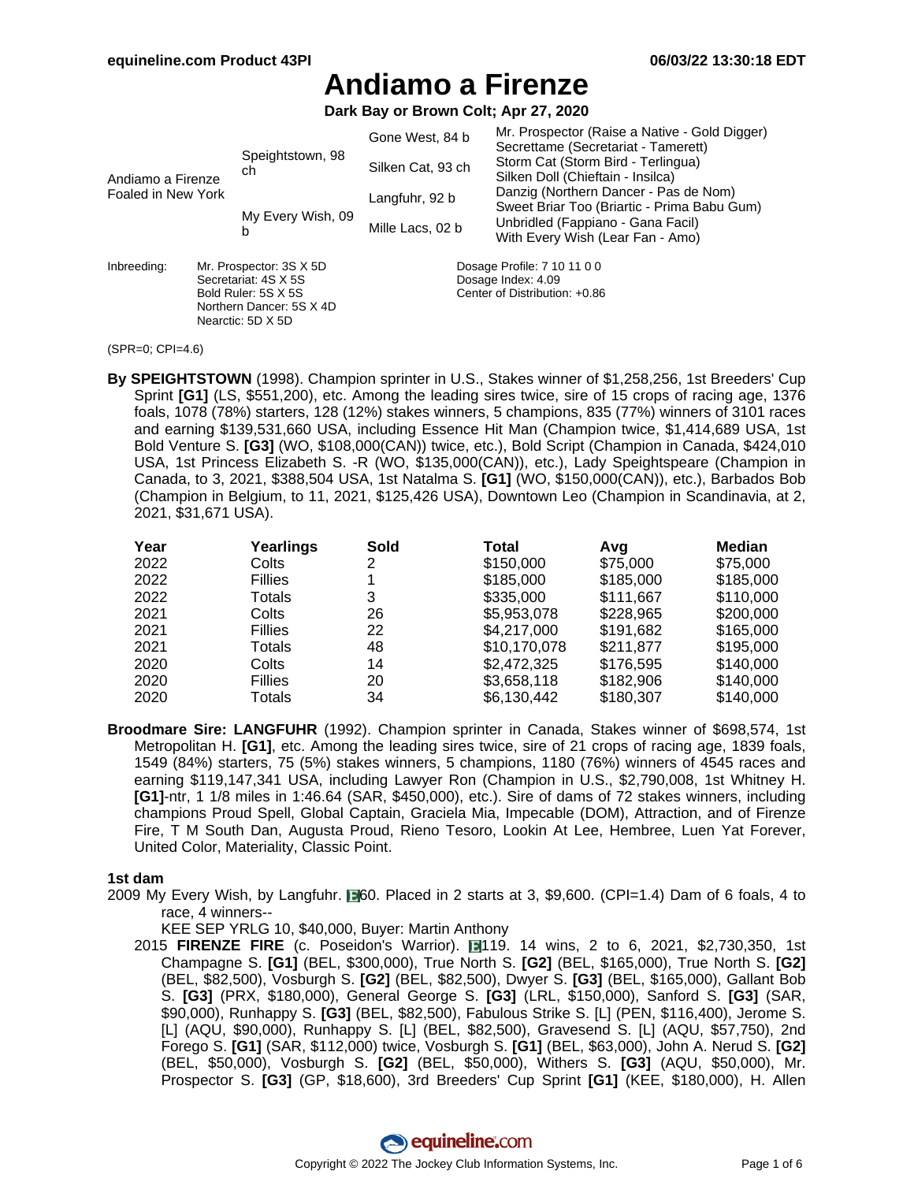# Andiamo a Firenze

**Dark Bay or Brown Colt; Apr 27, 2020**

| | | | |
|---|---|---|---|
| Andiamo a Firenze<br>Foaled in New York | Speightstown, 98 ch | Gone West, 84 b | Mr. Prospector (Raise a Native - Gold Digger)<br>Secrettame (Secretariat - Tamerett) |
| | | Silken Cat, 93 ch | Storm Cat (Storm Bird - Terlingua)<br>Silken Doll (Chieftain - Insilca) |
| | My Every Wish, 09 b | Langfuhr, 92 b | Danzig (Northern Dancer - Pas de Nom)<br>Sweet Briar Too (Briartic - Prima Babu Gum) |
| | | Mille Lacs, 02 b | Unbridled (Fappiano - Gana Facil)<br>With Every Wish (Lear Fan - Amo) |

Inbreeding: Mr. Prospector: 3S X 5D
Secretariat: 4S X 5S
Bold Ruler: 5S X 5S
Northern Dancer: 5S X 4D
Nearctic: 5D X 5D

Dosage Profile: 7 10 11 0 0
Dosage Index: 4.09
Center of Distribution: +0.86

(SPR=0; CPI=4.6)

**By SPEIGHTSTOWN** (1998). Champion sprinter in U.S., Stakes winner of $1,258,256, 1st Breeders' Cup Sprint **[G1]** (LS, $551,200), etc. Among the leading sires twice, sire of 15 crops of racing age, 1376 foals, 1078 (78%) starters, 128 (12%) stakes winners, 5 champions, 835 (77%) winners of 3101 races and earning $139,531,660 USA, including Essence Hit Man (Champion twice, $1,414,689 USA, 1st Bold Venture S. **[G3]** (WO, $108,000(CAN)) twice, etc.), Bold Script (Champion in Canada, $424,010 USA, 1st Princess Elizabeth S. -R (WO, $135,000(CAN)), etc.), Lady Speightspeare (Champion in Canada, to 3, 2021, $388,504 USA, 1st Natalma S. **[G1]** (WO, $150,000(CAN)), etc.), Barbados Bob (Champion in Belgium, to 11, 2021, $125,426 USA), Downtown Leo (Champion in Scandinavia, at 2, 2021, $31,671 USA).

| Year | Yearlings | Sold | Total | Avg | Median |
|---|---|---|---|---|---|
| 2022 | Colts | 2 | $150,000 | $75,000 | $75,000 |
| 2022 | Fillies | 1 | $185,000 | $185,000 | $185,000 |
| 2022 | Totals | 3 | $335,000 | $111,667 | $110,000 |
| 2021 | Colts | 26 | $5,953,078 | $228,965 | $200,000 |
| 2021 | Fillies | 22 | $4,217,000 | $191,682 | $165,000 |
| 2021 | Totals | 48 | $10,170,078 | $211,877 | $195,000 |
| 2020 | Colts | 14 | $2,472,325 | $176,595 | $140,000 |
| 2020 | Fillies | 20 | $3,658,118 | $182,906 | $140,000 |
| 2020 | Totals | 34 | $6,130,442 | $180,307 | $140,000 |

**Broodmare Sire: LANGFUHR** (1992). Champion sprinter in Canada, Stakes winner of $698,574, 1st Metropolitan H. **[G1]**, etc. Among the leading sires twice, sire of 21 crops of racing age, 1839 foals, 1549 (84%) starters, 75 (5%) stakes winners, 5 champions, 1180 (76%) winners of 4545 races and earning $119,147,341 USA, including Lawyer Ron (Champion in U.S., $2,790,008, 1st Whitney H. **[G1]**-ntr, 1 1/8 miles in 1:46.64 (SAR, $450,000), etc.). Sire of dams of 72 stakes winners, including champions Proud Spell, Global Captain, Graciela Mia, Impecable (DOM), Attraction, and of Firenze Fire, T M South Dan, Augusta Proud, Rieno Tesoro, Lookin At Lee, Hembree, Luen Yat Forever, United Color, Materiality, Classic Point.

### 1st dam

2009 My Every Wish, by Langfuhr. E60. Placed in 2 starts at 3, $9,600. (CPI=1.4) Dam of 6 foals, 4 to race, 4 winners--

KEE SEP YRLG 10, $40,000, Buyer: Martin Anthony

2015 **FIRENZE FIRE** (c. Poseidon's Warrior). E119. 14 wins, 2 to 6, 2021, $2,730,350, 1st Champagne S. **[G1]** (BEL, $300,000), True North S. **[G2]** (BEL, $165,000), True North S. **[G2]** (BEL, $82,500), Vosburgh S. **[G2]** (BEL, $82,500), Dwyer S. **[G3]** (BEL, $165,000), Gallant Bob S. **[G3]** (PRX, $180,000), General George S. **[G3]** (LRL, $150,000), Sanford S. **[G3]** (SAR, $90,000), Runhappy S. **[G3]** (BEL, $82,500), Fabulous Strike S. [L] (PEN, $116,400), Jerome S. [L] (AQU, $90,000), Runhappy S. [L] (BEL, $82,500), Gravesend S. [L] (AQU, $57,750), 2nd Forego S. **[G1]** (SAR, $112,000) twice, Vosburgh S. **[G1]** (BEL, $63,000), John A. Nerud S. **[G2]** (BEL, $50,000), Vosburgh S. **[G2]** (BEL, $50,000), Withers S. **[G3]** (AQU, $50,000), Mr. Prospector S. **[G3]** (GP, $18,600), 3rd Breeders' Cup Sprint **[G1]** (KEE, $180,000), H. Allen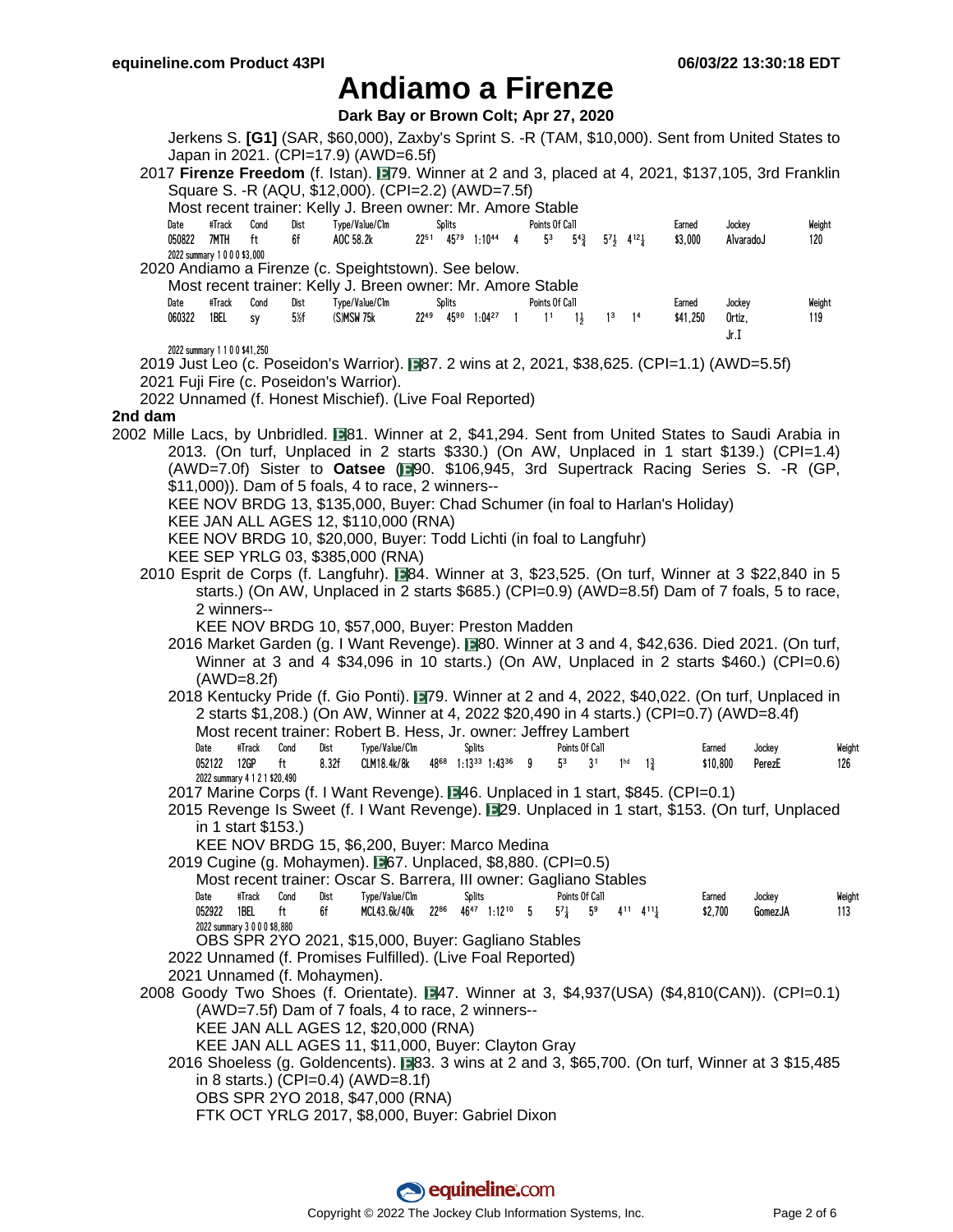# Andiamo a Firenze

**Dark Bay or Brown Colt; Apr 27, 2020**

Jerkens S. **[G1]** (SAR, $60,000), Zaxby's Sprint S. -R (TAM, $10,000). Sent from United States to Japan in 2021. (CPI=17.9) (AWD=6.5f)

2017 **Firenze Freedom** (f. Istan). E79. Winner at 2 and 3, placed at 4, 2021, $137,105, 3rd Franklin Square S. -R (AQU, $12,000). (CPI=2.2) (AWD=7.5f)

Most recent trainer: Kelly J. Breen owner: Mr. Amore Stable

| Date | #Track | Cond | Dist | Type/Value/Clm | Splits | | | | Points Of Call | | | | Earned | Jockey | Weight |
|---|---|---|---|---|---|---|---|---|---|---|---|---|---|---|---|
| 050822 | 7MTH | ft | 6f | AOC 58.2k | 22[51] | 45[79] | 1:10[44] | 4 | 5[3] | 5[4¾] | 5[7½] | 4[12¼] | $3,000 | AlvaradoJ | 120 |

2022 summary 1 0 0 0 $3,000

2020 Andiamo a Firenze (c. Speightstown). See below.

Most recent trainer: Kelly J. Breen owner: Mr. Amore Stable

| Date | #Track | Cond | Dist | Type/Value/Clm | Splits | | | | Points Of Call | | | | Earned | Jockey | Weight |
|---|---|---|---|---|---|---|---|---|---|---|---|---|---|---|---|
| 060322 | 1BEL | sy | 5½f | (S)MSW 75k | 22[49] | 45[90] | 1:04[27] | 1 | 1[1] | 1[½] | 1[3] | 1[4] | $41,250 | Ortiz, Jr.I | 119 |

2022 summary 1 1 0 0 $41,250

2019 Just Leo (c. Poseidon's Warrior). E87. 2 wins at 2, 2021, $38,625. (CPI=1.1) (AWD=5.5f)

2021 Fuji Fire (c. Poseidon's Warrior).

2022 Unnamed (f. Honest Mischief). (Live Foal Reported)

## 2nd dam

2002 Mille Lacs, by Unbridled. E81. Winner at 2, $41,294. Sent from United States to Saudi Arabia in 2013. (On turf, Unplaced in 2 starts $330.) (On AW, Unplaced in 1 start $139.) (CPI=1.4) (AWD=7.0f) Sister to **Oatsee** (E90. $106,945, 3rd Supertrack Racing Series S. -R (GP, $11,000)). Dam of 5 foals, 4 to race, 2 winners--

KEE NOV BRDG 13, $135,000, Buyer: Chad Schumer (in foal to Harlan's Holiday)
KEE JAN ALL AGES 12, $110,000 (RNA)
KEE NOV BRDG 10, $20,000, Buyer: Todd Lichti (in foal to Langfuhr)
KEE SEP YRLG 03, $385,000 (RNA)

2010 Esprit de Corps (f. Langfuhr). E84. Winner at 3, $23,525. (On turf, Winner at 3 $22,840 in 5 starts.) (On AW, Unplaced in 2 starts $685.) (CPI=0.9) (AWD=8.5f) Dam of 7 foals, 5 to race, 2 winners--

KEE NOV BRDG 10, $57,000, Buyer: Preston Madden

2016 Market Garden (g. I Want Revenge). E80. Winner at 3 and 4, $42,636. Died 2021. (On turf, Winner at 3 and 4 $34,096 in 10 starts.) (On AW, Unplaced in 2 starts $460.) (CPI=0.6) (AWD=8.2f)

2018 Kentucky Pride (f. Gio Ponti). E79. Winner at 2 and 4, 2022, $40,022. (On turf, Unplaced in 2 starts $1,208.) (On AW, Winner at 4, 2022 $20,490 in 4 starts.) (CPI=0.7) (AWD=8.4f)

Most recent trainer: Robert B. Hess, Jr. owner: Jeffrey Lambert

| Date | #Track | Cond | Dist | Type/Value/Clm | Splits | | | | Points Of Call | | | | Earned | Jockey | Weight |
|---|---|---|---|---|---|---|---|---|---|---|---|---|---|---|---|
| 052122 | 12GP | ft | 8.32f | CLM18.4k/8k | 48[68] | 1:13[33] | 1:43[36] | 9 | 5[3] | 3[1] | 1[hd] | 1[¾] | $10,800 | PerezE | 126 |

2022 summary 4 1 2 1 $20,490

2017 Marine Corps (f. I Want Revenge). E46. Unplaced in 1 start, $845. (CPI=0.1)

2015 Revenge Is Sweet (f. I Want Revenge). E29. Unplaced in 1 start, $153. (On turf, Unplaced in 1 start $153.)

KEE NOV BRDG 15, $6,200, Buyer: Marco Medina

2019 Cugine (g. Mohaymen). E67. Unplaced, $8,880. (CPI=0.5)

Most recent trainer: Oscar S. Barrera, III owner: Gagliano Stables

| Date | #Track | Cond | Dist | Type/Value/Clm | Splits | | | | Points Of Call | | | | Earned | Jockey | Weight |
|---|---|---|---|---|---|---|---|---|---|---|---|---|---|---|---|
| 052922 | 1BEL | ft | 6f | MCL43.6k/40k | 22[86] | 46[47] | 1:12[10] | 5 | 5[7¼] | 5[9] | 4[11] | 4[11¼] | $2,700 | GomezJA | 113 |

2022 summary 3 0 0 0 $8,880

OBS SPR 2YO 2021, $15,000, Buyer: Gagliano Stables

2022 Unnamed (f. Promises Fulfilled). (Live Foal Reported)

2021 Unnamed (f. Mohaymen).

2008 Goody Two Shoes (f. Orientate). E47. Winner at 3, $4,937(USA) ($4,810(CAN)). (CPI=0.1) (AWD=7.5f) Dam of 7 foals, 4 to race, 2 winners--

KEE JAN ALL AGES 12, $20,000 (RNA)
KEE JAN ALL AGES 11, $11,000, Buyer: Clayton Gray

2016 Shoeless (g. Goldencents). E83. 3 wins at 2 and 3, $65,700. (On turf, Winner at 3 $15,485 in 8 starts.) (CPI=0.4) (AWD=8.1f)

OBS SPR 2YO 2018, $47,000 (RNA)
FTK OCT YRLG 2017, $8,000, Buyer: Gabriel Dixon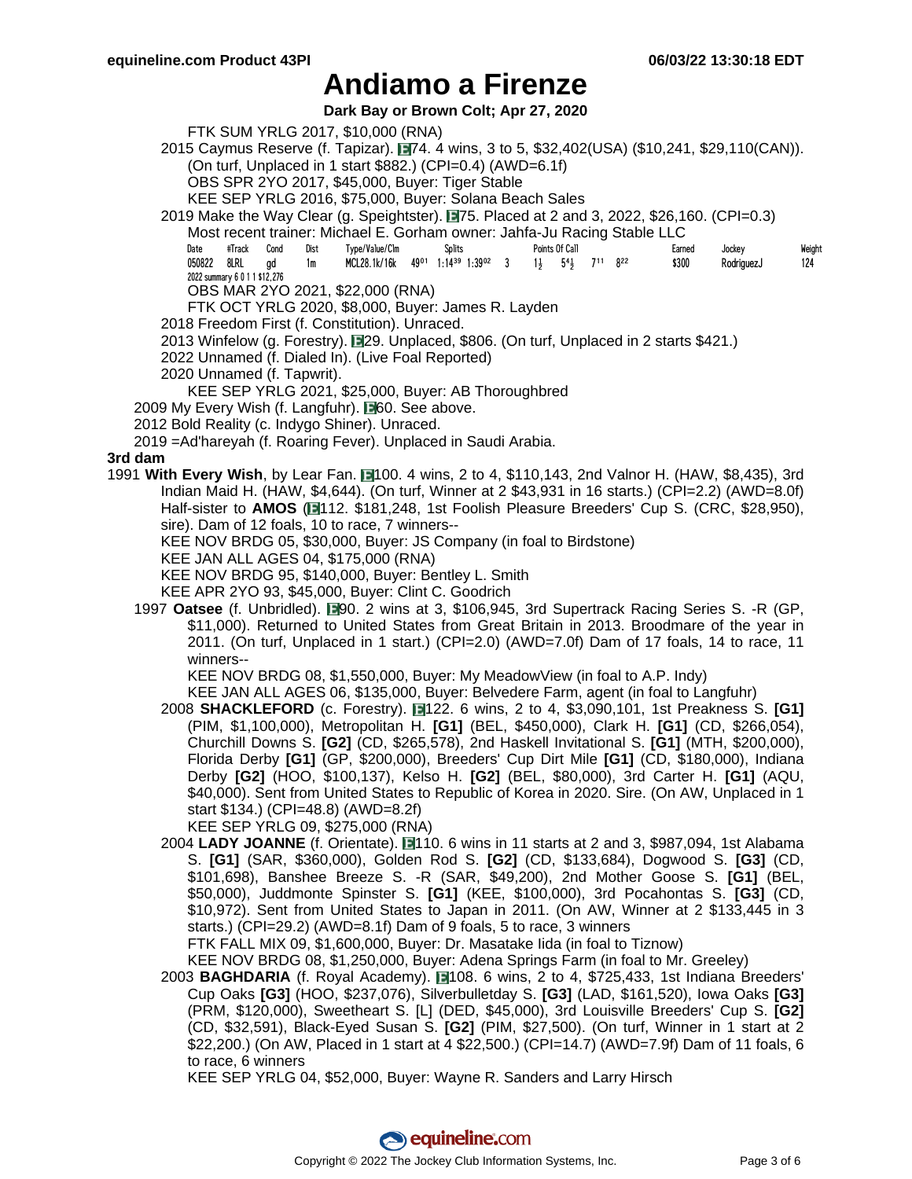FTK SUM YRLG 2017, $10,000 (RNA)

2015 Caymus Reserve (f. Tapizar). E74. 4 wins, 3 to 5, $32,402(USA) ($10,241, $29,110(CAN)). (On turf, Unplaced in 1 start $882.) (CPI=0.4) (AWD=6.1f)

OBS SPR 2YO 2017, $45,000, Buyer: Tiger Stable

KEE SEP YRLG 2016, $75,000, Buyer: Solana Beach Sales

2019 Make the Way Clear (g. Speightster). E75. Placed at 2 and 3, 2022, $26,160. (CPI=0.3)

Most recent trainer: Michael E. Gorham owner: Jahfa-Ju Racing Stable LLC

| Date | #Track | Cond | Dist | Type/Value/Clm | Splits | | | | Points Of Call | | | | Earned | Jockey | Weight |
|---|---|---|---|---|---|---|---|---|---|---|---|---|---|---|---|
| 050822 | 8LRL | gd | 1m | MCL28.1k/16k | 49[01] | 1:14[39] | 1:39[02] | 3 | 1½ | 5[4½] | 7[11] | 8[22] | $300 | RodriguezJ | 124 |

2022 summary 6 0 1 1 $12,276

OBS MAR 2YO 2021, $22,000 (RNA)

FTK OCT YRLG 2020, $8,000, Buyer: James R. Layden

2018 Freedom First (f. Constitution). Unraced.

2013 Winfelow (g. Forestry). E29. Unplaced, $806. (On turf, Unplaced in 2 starts $421.)

2022 Unnamed (f. Dialed In). (Live Foal Reported)

2020 Unnamed (f. Tapwrit).

KEE SEP YRLG 2021, $25,000, Buyer: AB Thoroughbred

2009 My Every Wish (f. Langfuhr). E60. See above.

2012 Bold Reality (c. Indygo Shiner). Unraced.

2019 =Ad'hareyah (f. Roaring Fever). Unplaced in Saudi Arabia.

**3rd dam**

1991 **With Every Wish**, by Lear Fan. E100. 4 wins, 2 to 4, $110,143, 2nd Valnor H. (HAW, $8,435), 3rd Indian Maid H. (HAW, $4,644). (On turf, Winner at 2 $43,931 in 16 starts.) (CPI=2.2) (AWD=8.0f) Half-sister to **AMOS** (E112. $181,248, 1st Foolish Pleasure Breeders' Cup S. (CRC, $28,950), sire). Dam of 12 foals, 10 to race, 7 winners--

KEE NOV BRDG 05, $30,000, Buyer: JS Company (in foal to Birdstone)

KEE JAN ALL AGES 04, $175,000 (RNA)

KEE NOV BRDG 95, $140,000, Buyer: Bentley L. Smith

KEE APR 2YO 93, $45,000, Buyer: Clint C. Goodrich

1997 **Oatsee** (f. Unbridled). E90. 2 wins at 3, $106,945, 3rd Supertrack Racing Series S. -R (GP, $11,000). Returned to United States from Great Britain in 2013. Broodmare of the year in 2011. (On turf, Unplaced in 1 start.) (CPI=2.0) (AWD=7.0f) Dam of 17 foals, 14 to race, 11 winners--

KEE NOV BRDG 08, $1,550,000, Buyer: My MeadowView (in foal to A.P. Indy)

KEE JAN ALL AGES 06, $135,000, Buyer: Belvedere Farm, agent (in foal to Langfuhr)

2008 **SHACKLEFORD** (c. Forestry). E122. 6 wins, 2 to 4, $3,090,101, 1st Preakness S. **[G1]** (PIM, $1,100,000), Metropolitan H. **[G1]** (BEL, $450,000), Clark H. **[G1]** (CD, $266,054), Churchill Downs S. **[G2]** (CD, $265,578), 2nd Haskell Invitational S. **[G1]** (MTH, $200,000), Florida Derby **[G1]** (GP, $200,000), Breeders' Cup Dirt Mile **[G1]** (CD, $180,000), Indiana Derby **[G2]** (HOO, $100,137), Kelso H. **[G2]** (BEL, $80,000), 3rd Carter H. **[G1]** (AQU, $40,000). Sent from United States to Republic of Korea in 2020. Sire. (On AW, Unplaced in 1 start $134.) (CPI=48.8) (AWD=8.2f)

KEE SEP YRLG 09, $275,000 (RNA)

2004 **LADY JOANNE** (f. Orientate). E110. 6 wins in 11 starts at 2 and 3, $987,094, 1st Alabama S. **[G1]** (SAR, $360,000), Golden Rod S. **[G2]** (CD, $133,684), Dogwood S. **[G3]** (CD, $101,698), Banshee Breeze S. -R (SAR, $49,200), 2nd Mother Goose S. **[G1]** (BEL, $50,000), Juddmonte Spinster S. **[G1]** (KEE, $100,000), 3rd Pocahontas S. **[G3]** (CD, $10,972). Sent from United States to Japan in 2011. (On AW, Winner at 2 $133,445 in 3 starts.) (CPI=29.2) (AWD=8.1f) Dam of 9 foals, 5 to race, 3 winners

FTK FALL MIX 09, $1,600,000, Buyer: Dr. Masatake Iida (in foal to Tiznow)

KEE NOV BRDG 08, $1,250,000, Buyer: Adena Springs Farm (in foal to Mr. Greeley)

2003 **BAGHDARIA** (f. Royal Academy). E108. 6 wins, 2 to 4, $725,433, 1st Indiana Breeders' Cup Oaks **[G3]** (HOO, $237,076), Silverbulletday S. **[G3]** (LAD, $161,520), Iowa Oaks **[G3]** (PRM, $120,000), Sweetheart S. [L] (DED, $45,000), 3rd Louisville Breeders' Cup S. **[G2]** (CD, $32,591), Black-Eyed Susan S. **[G2]** (PIM, $27,500). (On turf, Winner in 1 start at 2 $22,200.) (On AW, Placed in 1 start at 4 $22,500.) (CPI=14.7) (AWD=7.9f) Dam of 11 foals, 6 to race, 6 winners

KEE SEP YRLG 04, $52,000, Buyer: Wayne R. Sanders and Larry Hirsch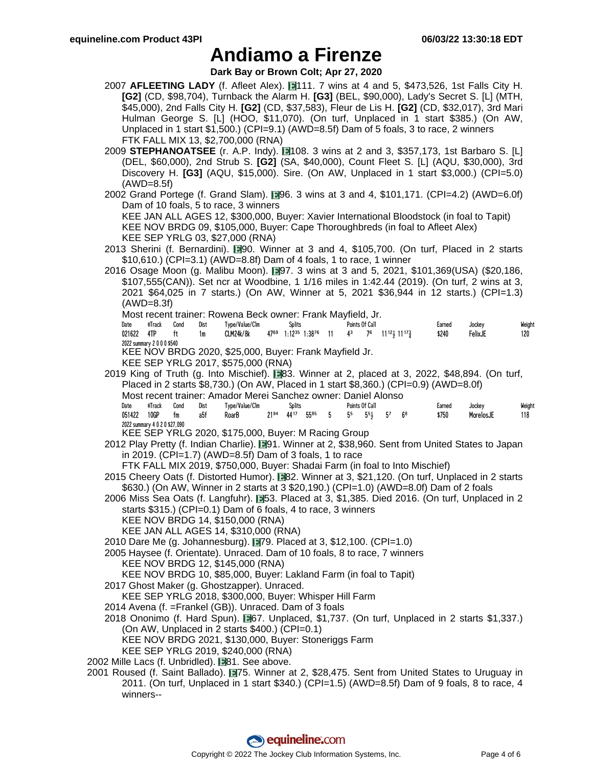# Andiamo a Firenze

**Dark Bay or Brown Colt; Apr 27, 2020**

2007 **AFLEETING LADY** (f. Afleet Alex). E111. 7 wins at 4 and 5, $473,526, 1st Falls City H. **[G2]** (CD, $98,704), Turnback the Alarm H. **[G3]** (BEL, $90,000), Lady's Secret S. [L] (MTH, $45,000), 2nd Falls City H. **[G2]** (CD, $37,583), Fleur de Lis H. **[G2]** (CD, $32,017), 3rd Mari Hulman George S. [L] (HOO, $11,070). (On turf, Unplaced in 1 start $385.) (On AW, Unplaced in 1 start $1,500.) (CPI=9.1) (AWD=8.5f) Dam of 5 foals, 3 to race, 2 winners
FTK FALL MIX 13, $2,700,000 (RNA)

2009 **STEPHANOATSEE** (r. A.P. Indy). E108. 3 wins at 2 and 3, $357,173, 1st Barbaro S. [L] (DEL, $60,000), 2nd Strub S. **[G2]** (SA, $40,000), Count Fleet S. [L] (AQU, $30,000), 3rd Discovery H. **[G3]** (AQU, $15,000). Sire. (On AW, Unplaced in 1 start $3,000.) (CPI=5.0) (AWD=8.5f)

2002 Grand Portege (f. Grand Slam). E96. 3 wins at 3 and 4, $101,171. (CPI=4.2) (AWD=6.0f) Dam of 10 foals, 5 to race, 3 winners
KEE JAN ALL AGES 12, $300,000, Buyer: Xavier International Bloodstock (in foal to Tapit)
KEE NOV BRDG 09, $105,000, Buyer: Cape Thoroughbreds (in foal to Afleet Alex)
KEE SEP YRLG 03, $27,000 (RNA)

2013 Sherini (f. Bernardini). E90. Winner at 3 and 4, $105,700. (On turf, Placed in 2 starts $10,610.) (CPI=3.1) (AWD=8.8f) Dam of 4 foals, 1 to race, 1 winner

2016 Osage Moon (g. Malibu Moon). E97. 3 wins at 3 and 5, 2021, $101,369(USA) ($20,186, $107,555(CAN)). Set ncr at Woodbine, 1 1/16 miles in 1:42.44 (2019). (On turf, 2 wins at 3, 2021 $64,025 in 7 starts.) (On AW, Winner at 5, 2021 $36,944 in 12 starts.) (CPI=1.3) (AWD=8.3f)
Most recent trainer: Rowena Beck owner: Frank Mayfield, Jr.

| Date | #Track | Cond | Dist | Type/Value/Clm | Splits | | | Points Of Call | | | | Earned | Jockey | Weight |
|---|---|---|---|---|---|---|---|---|---|---|---|---|---|---|
| 021622 | 4TP | ft | 1m | CLM24k/8k | 47⁶⁹ | 1:12³⁵ | 1:38⁷⁶ | 11 | 4³ | 7⁶ | 11¹²½ 11¹⁷¾ | $240 | FelixJE | 120 |

2022 summary 2 0 0 0 $540
KEE NOV BRDG 2020, $25,000, Buyer: Frank Mayfield Jr.
KEE SEP YRLG 2017, $575,000 (RNA)

2019 King of Truth (g. Into Mischief). E83. Winner at 2, placed at 3, 2022, $48,894. (On turf, Placed in 2 starts $8,730.) (On AW, Placed in 1 start $8,360.) (CPI=0.9) (AWD=8.0f)
Most recent trainer: Amador Merei Sanchez owner: Daniel Alonso

| Date | #Track | Cond | Dist | Type/Value/Clm | Splits | | | Points Of Call | | | | Earned | Jockey | Weight |
|---|---|---|---|---|---|---|---|---|---|---|---|---|---|---|
| 051422 | 10GP | fm | a5f | RoarB | 21⁹⁴ | 44¹⁷ | 55⁸⁵ | 5 | 5⁵ | 5⁵½ | 5⁷ 6⁸ | $750 | MorelosJE | 118 |

2022 summary 4 0 2 0 $27,090
KEE SEP YRLG 2020, $175,000, Buyer: M Racing Group

2012 Play Pretty (f. Indian Charlie). E91. Winner at 2, $38,960. Sent from United States to Japan in 2019. (CPI=1.7) (AWD=8.5f) Dam of 3 foals, 1 to race
FTK FALL MIX 2019, $750,000, Buyer: Shadai Farm (in foal to Into Mischief)

2015 Cheery Oats (f. Distorted Humor). E82. Winner at 3, $21,120. (On turf, Unplaced in 2 starts $630.) (On AW, Winner in 2 starts at 3 $20,190.) (CPI=1.0) (AWD=8.0f) Dam of 2 foals

2006 Miss Sea Oats (f. Langfuhr). E53. Placed at 3, $1,385. Died 2016. (On turf, Unplaced in 2 starts $315.) (CPI=0.1) Dam of 6 foals, 4 to race, 3 winners
KEE NOV BRDG 14, $150,000 (RNA)
KEE JAN ALL AGES 14, $310,000 (RNA)

2010 Dare Me (g. Johannesburg). E79. Placed at 3, $12,100. (CPI=1.0)

2005 Haysee (f. Orientate). Unraced. Dam of 10 foals, 8 to race, 7 winners
KEE NOV BRDG 12, $145,000 (RNA)
KEE NOV BRDG 10, $85,000, Buyer: Lakland Farm (in foal to Tapit)

2017 Ghost Maker (g. Ghostzapper). Unraced.
KEE SEP YRLG 2018, $300,000, Buyer: Whisper Hill Farm

2014 Avena (f. =Frankel (GB)). Unraced. Dam of 3 foals

2018 Ononimo (f. Hard Spun). E67. Unplaced, $1,737. (On turf, Unplaced in 2 starts $1,337.) (On AW, Unplaced in 2 starts $400.) (CPI=0.1)
KEE NOV BRDG 2021, $130,000, Buyer: Stoneriggs Farm
KEE SEP YRLG 2019, $240,000 (RNA)

2002 Mille Lacs (f. Unbridled). E81. See above.

2001 Roused (f. Saint Ballado). E75. Winner at 2, $28,475. Sent from United States to Uruguay in 2011. (On turf, Unplaced in 1 start $340.) (CPI=1.5) (AWD=8.5f) Dam of 9 foals, 8 to race, 4 winners--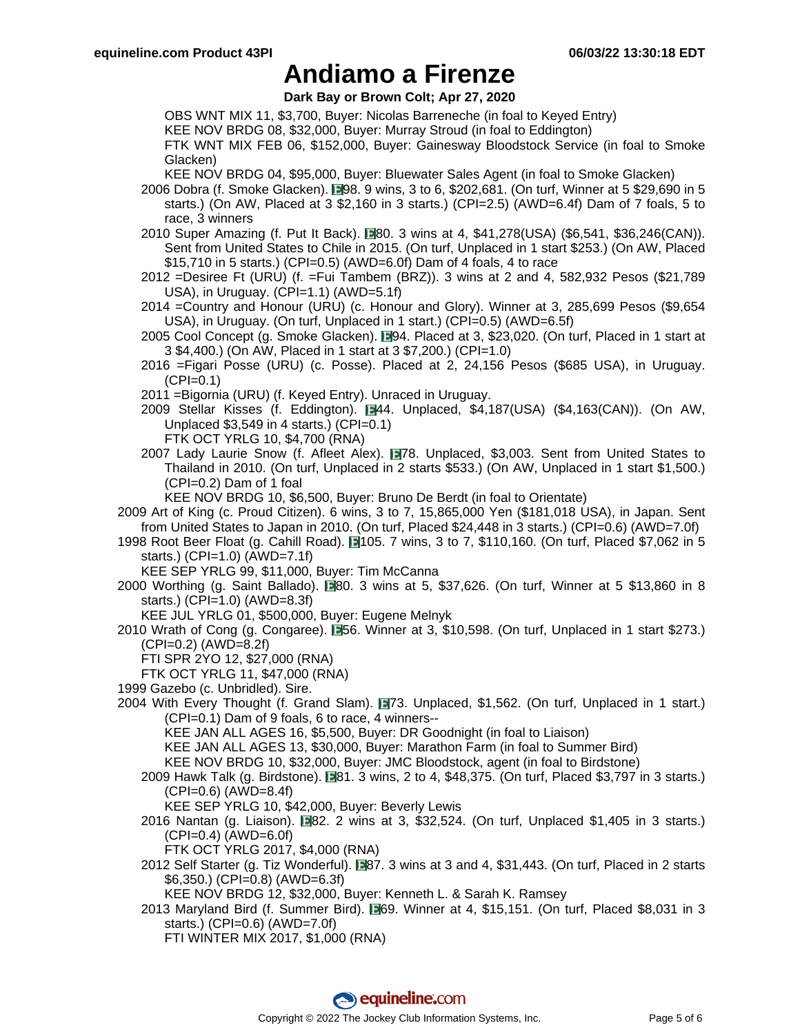# Andiamo a Firenze

**Dark Bay or Brown Colt; Apr 27, 2020**

OBS WNT MIX 11, $3,700, Buyer: Nicolas Barreneche (in foal to Keyed Entry)
KEE NOV BRDG 08, $32,000, Buyer: Murray Stroud (in foal to Eddington)
FTK WNT MIX FEB 06, $152,000, Buyer: Gainesway Bloodstock Service (in foal to Smoke Glacken)
KEE NOV BRDG 04, $95,000, Buyer: Bluewater Sales Agent (in foal to Smoke Glacken)

2006 Dobra (f. Smoke Glacken). E98. 9 wins, 3 to 6, $202,681. (On turf, Winner at 5 $29,690 in 5 starts.) (On AW, Placed at 3 $2,160 in 3 starts.) (CPI=2.5) (AWD=6.4f) Dam of 7 foals, 5 to race, 3 winners

2010 Super Amazing (f. Put It Back). E80. 3 wins at 4, $41,278(USA) ($6,541, $36,246(CAN)). Sent from United States to Chile in 2015. (On turf, Unplaced in 1 start $253.) (On AW, Placed $15,710 in 5 starts.) (CPI=0.5) (AWD=6.0f) Dam of 4 foals, 4 to race

2012 =Desiree Ft (URU) (f. =Fui Tambem (BRZ)). 3 wins at 2 and 4, 582,932 Pesos ($21,789 USA), in Uruguay. (CPI=1.1) (AWD=5.1f)

2014 =Country and Honour (URU) (c. Honour and Glory). Winner at 3, 285,699 Pesos ($9,654 USA), in Uruguay. (On turf, Unplaced in 1 start.) (CPI=0.5) (AWD=6.5f)

2005 Cool Concept (g. Smoke Glacken). E94. Placed at 3, $23,020. (On turf, Placed in 1 start at 3 $4,400.) (On AW, Placed in 1 start at 3 $7,200.) (CPI=1.0)

2016 =Figari Posse (URU) (c. Posse). Placed at 2, 24,156 Pesos ($685 USA), in Uruguay. (CPI=0.1)

2011 =Bigornia (URU) (f. Keyed Entry). Unraced in Uruguay.

2009 Stellar Kisses (f. Eddington). E44. Unplaced, $4,187(USA) ($4,163(CAN)). (On AW, Unplaced $3,549 in 4 starts.) (CPI=0.1)
FTK OCT YRLG 10, $4,700 (RNA)

2007 Lady Laurie Snow (f. Afleet Alex). E78. Unplaced, $3,003. Sent from United States to Thailand in 2010. (On turf, Unplaced in 2 starts $533.) (On AW, Unplaced in 1 start $1,500.) (CPI=0.2) Dam of 1 foal
KEE NOV BRDG 10, $6,500, Buyer: Bruno De Berdt (in foal to Orientate)

2009 Art of King (c. Proud Citizen). 6 wins, 3 to 7, 15,865,000 Yen ($181,018 USA), in Japan. Sent from United States to Japan in 2010. (On turf, Placed $24,448 in 3 starts.) (CPI=0.6) (AWD=7.0f)

1998 Root Beer Float (g. Cahill Road). E105. 7 wins, 3 to 7, $110,160. (On turf, Placed $7,062 in 5 starts.) (CPI=1.0) (AWD=7.1f)
KEE SEP YRLG 99, $11,000, Buyer: Tim McCanna

2000 Worthing (g. Saint Ballado). E80. 3 wins at 5, $37,626. (On turf, Winner at 5 $13,860 in 8 starts.) (CPI=1.0) (AWD=8.3f)
KEE JUL YRLG 01, $500,000, Buyer: Eugene Melnyk

2010 Wrath of Cong (g. Congaree). E56. Winner at 3, $10,598. (On turf, Unplaced in 1 start $273.) (CPI=0.2) (AWD=8.2f)
FTI SPR 2YO 12, $27,000 (RNA)
FTK OCT YRLG 11, $47,000 (RNA)

1999 Gazebo (c. Unbridled). Sire.

2004 With Every Thought (f. Grand Slam). E73. Unplaced, $1,562. (On turf, Unplaced in 1 start.) (CPI=0.1) Dam of 9 foals, 6 to race, 4 winners--
KEE JAN ALL AGES 16, $5,500, Buyer: DR Goodnight (in foal to Liaison)
KEE JAN ALL AGES 13, $30,000, Buyer: Marathon Farm (in foal to Summer Bird)
KEE NOV BRDG 10, $32,000, Buyer: JMC Bloodstock, agent (in foal to Birdstone)

2009 Hawk Talk (g. Birdstone). E81. 3 wins, 2 to 4, $48,375. (On turf, Placed $3,797 in 3 starts.) (CPI=0.6) (AWD=8.4f)
KEE SEP YRLG 10, $42,000, Buyer: Beverly Lewis

2016 Nantan (g. Liaison). E82. 2 wins at 3, $32,524. (On turf, Unplaced $1,405 in 3 starts.) (CPI=0.4) (AWD=6.0f)
FTK OCT YRLG 2017, $4,000 (RNA)

2012 Self Starter (g. Tiz Wonderful). E87. 3 wins at 3 and 4, $31,443. (On turf, Placed in 2 starts $6,350.) (CPI=0.8) (AWD=6.3f)
KEE NOV BRDG 12, $32,000, Buyer: Kenneth L. & Sarah K. Ramsey

2013 Maryland Bird (f. Summer Bird). E69. Winner at 4, $15,151. (On turf, Placed $8,031 in 3 starts.) (CPI=0.6) (AWD=7.0f)
FTI WINTER MIX 2017, $1,000 (RNA)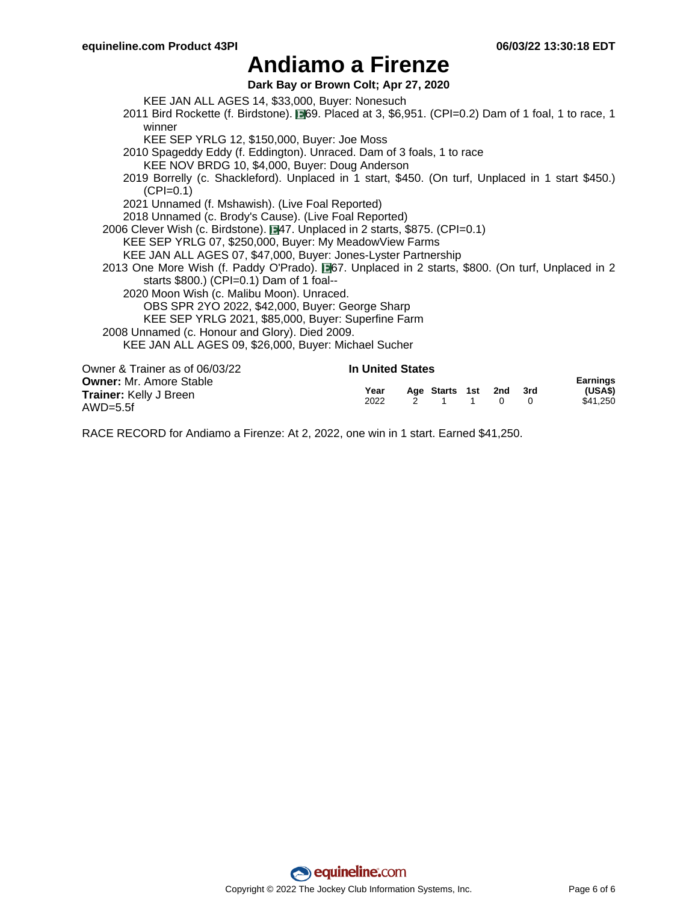# Andiamo a Firenze

**Dark Bay or Brown Colt; Apr 27, 2020**

KEE JAN ALL AGES 14, $33,000, Buyer: Nonesuch

2011 Bird Rockette (f. Birdstone). E69. Placed at 3, $6,951. (CPI=0.2) Dam of 1 foal, 1 to race, 1 winner

KEE SEP YRLG 12, $150,000, Buyer: Joe Moss

2010 Spageddy Eddy (f. Eddington). Unraced. Dam of 3 foals, 1 to race

KEE NOV BRDG 10, $4,000, Buyer: Doug Anderson

2019 Borrelly (c. Shackleford). Unplaced in 1 start, $450. (On turf, Unplaced in 1 start $450.) (CPI=0.1)

2021 Unnamed (f. Mshawish). (Live Foal Reported)

2018 Unnamed (c. Brody's Cause). (Live Foal Reported)

2006 Clever Wish (c. Birdstone). E47. Unplaced in 2 starts, $875. (CPI=0.1)

KEE SEP YRLG 07, $250,000, Buyer: My MeadowView Farms

KEE JAN ALL AGES 07, $47,000, Buyer: Jones-Lyster Partnership

2013 One More Wish (f. Paddy O'Prado). E67. Unplaced in 2 starts, $800. (On turf, Unplaced in 2 starts $800.) (CPI=0.1) Dam of 1 foal--

2020 Moon Wish (c. Malibu Moon). Unraced.

OBS SPR 2YO 2022, $42,000, Buyer: George Sharp

KEE SEP YRLG 2021, $85,000, Buyer: Superfine Farm

2008 Unnamed (c. Honour and Glory). Died 2009.

KEE JAN ALL AGES 09, $26,000, Buyer: Michael Sucher

Owner & Trainer as of 06/03/22

**Owner:** Mr. Amore Stable

**Trainer:** Kelly J Breen

AWD=5.5f

**In United States**

| Year | Age | Starts | 1st | 2nd | 3rd | Earnings (USA$) |
|---|---|---|---|---|---|---|
| 2022 | 2 | 1 | 1 | 0 | 0 | $41,250 |

RACE RECORD for Andiamo a Firenze: At 2, 2022, one win in 1 start. Earned $41,250.

Copyright © 2022 The Jockey Club Information Systems, Inc.